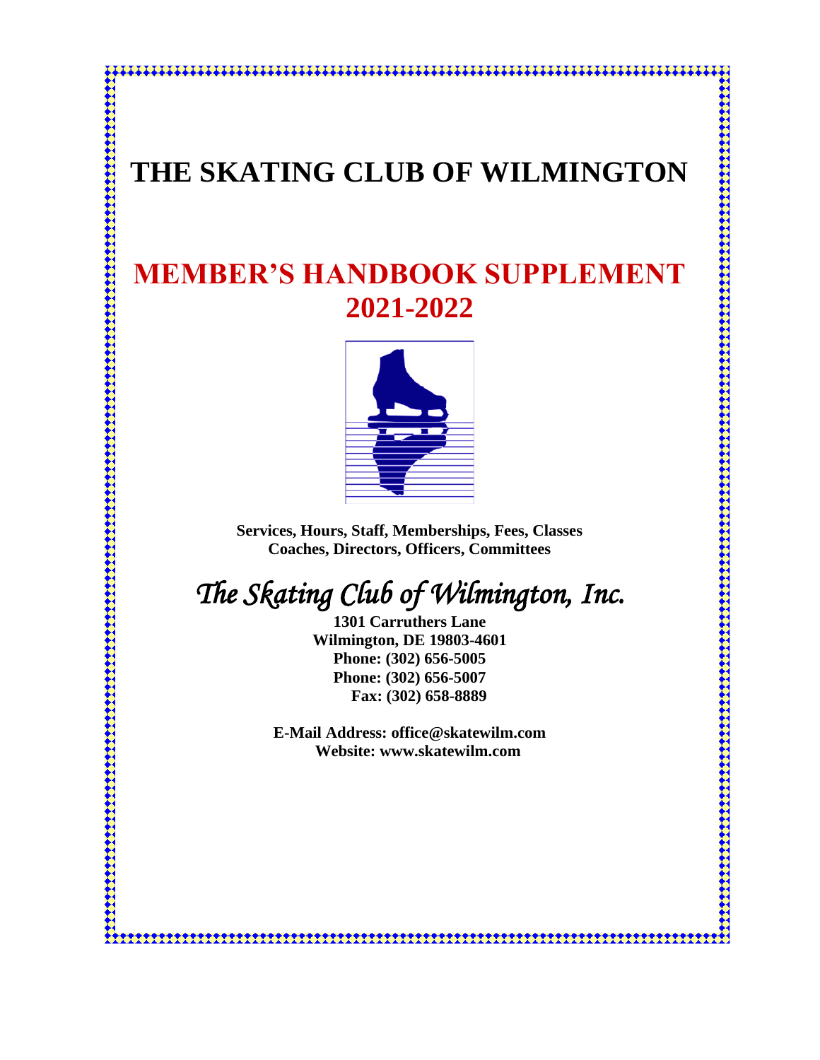# THE SKATING CLUB OF WILMINGTON

# MEMBER'S HANDBOOK SUPPLEMENT 2021-2022

**Services, Hours, Staff, Memberships, Fees, Classes**
**Coaches, Directors, Officers, Committees**

*The Skating Club of Wilmington, Inc.*

**1301 Carruthers Lane**
**Wilmington, DE 19803-4601**
**Phone: (302) 656-5005**
**Phone: (302) 656-5007**
**Fax: (302) 658-8889**

**E-Mail Address: office@skatewilm.com**
**Website: www.skatewilm.com**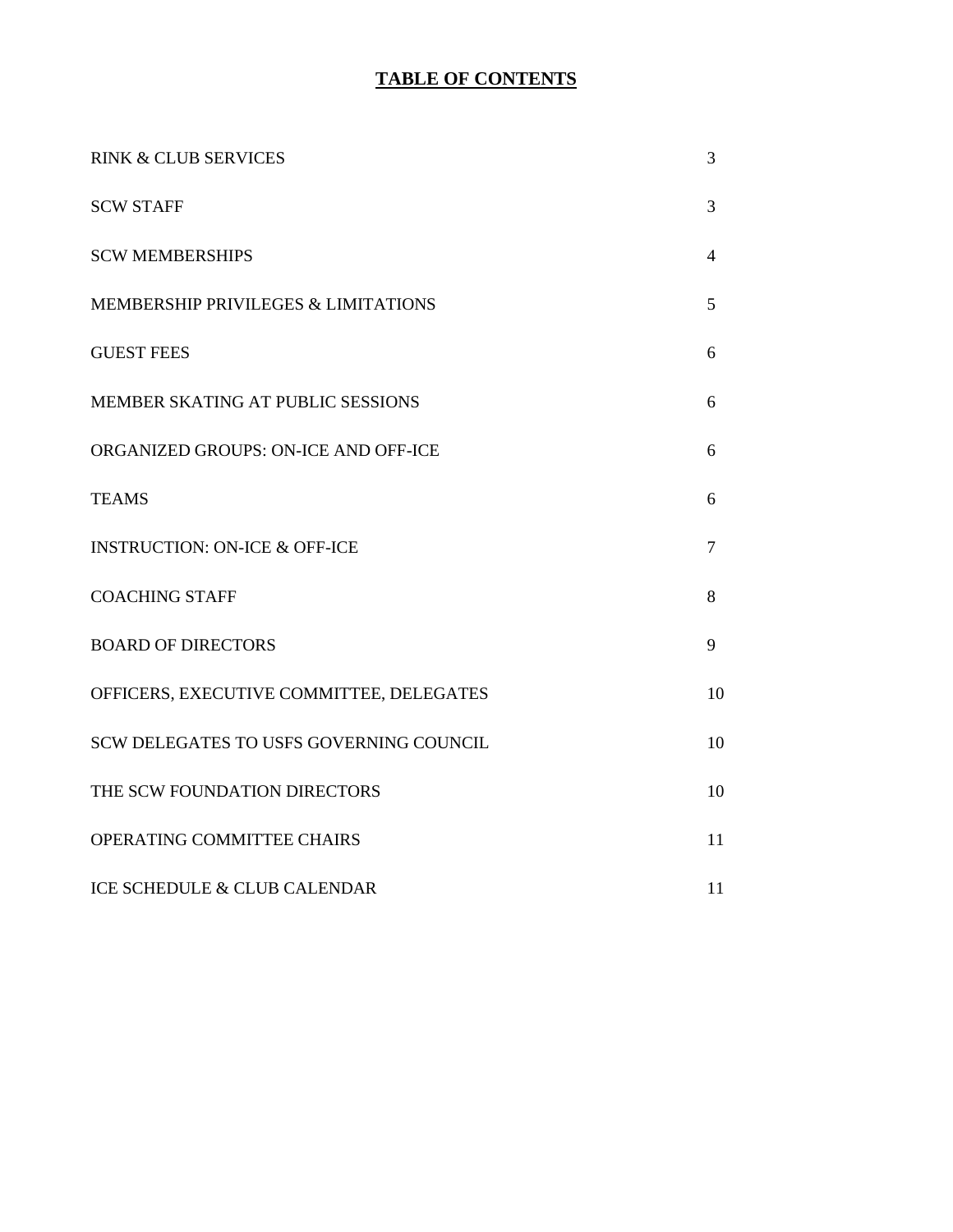# TABLE OF CONTENTS

| | |
|---|---|
| RINK & CLUB SERVICES | 3 |
| SCW STAFF | 3 |
| SCW MEMBERSHIPS | 4 |
| MEMBERSHIP PRIVILEGES & LIMITATIONS | 5 |
| GUEST FEES | 6 |
| MEMBER SKATING AT PUBLIC SESSIONS | 6 |
| ORGANIZED GROUPS: ON-ICE AND OFF-ICE | 6 |
| TEAMS | 6 |
| INSTRUCTION: ON-ICE & OFF-ICE | 7 |
| COACHING STAFF | 8 |
| BOARD OF DIRECTORS | 9 |
| OFFICERS, EXECUTIVE COMMITTEE, DELEGATES | 10 |
| SCW DELEGATES TO USFS GOVERNING COUNCIL | 10 |
| THE SCW FOUNDATION DIRECTORS | 10 |
| OPERATING COMMITTEE CHAIRS | 11 |
| ICE SCHEDULE & CLUB CALENDAR | 11 |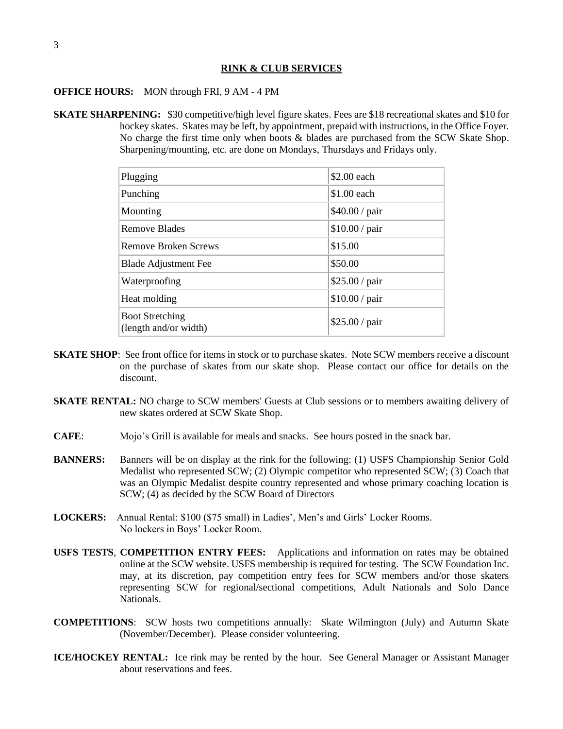## RINK & CLUB SERVICES

**OFFICE HOURS:** MON through FRI, 9 AM - 4 PM

**SKATE SHARPENING:** $30 competitive/high level figure skates. Fees are $18 recreational skates and $10 for hockey skates. Skates may be left, by appointment, prepaid with instructions, in the Office Foyer. No charge the first time only when boots & blades are purchased from the SCW Skate Shop. Sharpening/mounting, etc. are done on Mondays, Thursdays and Fridays only.

| Service | Price |
|---|---|
| Plugging | $2.00 each |
| Punching | $1.00 each |
| Mounting | $40.00 / pair |
| Remove Blades | $10.00 / pair |
| Remove Broken Screws | $15.00 |
| Blade Adjustment Fee | $50.00 |
| Waterproofing | $25.00 / pair |
| Heat molding | $10.00 / pair |
| Boot Stretching (length and/or width) | $25.00 / pair |

**SKATE SHOP**: See front office for items in stock or to purchase skates. Note SCW members receive a discount on the purchase of skates from our skate shop. Please contact our office for details on the discount.

**SKATE RENTAL:** NO charge to SCW members' Guests at Club sessions or to members awaiting delivery of new skates ordered at SCW Skate Shop.

**CAFE**: Mojo's Grill is available for meals and snacks. See hours posted in the snack bar.

**BANNERS:** Banners will be on display at the rink for the following: (1) USFS Championship Senior Gold Medalist who represented SCW; (2) Olympic competitor who represented SCW; (3) Coach that was an Olympic Medalist despite country represented and whose primary coaching location is SCW; (4) as decided by the SCW Board of Directors

**LOCKERS:** Annual Rental: $100 ($75 small) in Ladies', Men's and Girls' Locker Rooms. No lockers in Boys' Locker Room.

**USFS TESTS**, **COMPETITION ENTRY FEES:** Applications and information on rates may be obtained online at the SCW website. USFS membership is required for testing. The SCW Foundation Inc. may, at its discretion, pay competition entry fees for SCW members and/or those skaters representing SCW for regional/sectional competitions, Adult Nationals and Solo Dance Nationals.

**COMPETITIONS**: SCW hosts two competitions annually: Skate Wilmington (July) and Autumn Skate (November/December). Please consider volunteering.

**ICE/HOCKEY RENTAL:** Ice rink may be rented by the hour. See General Manager or Assistant Manager about reservations and fees.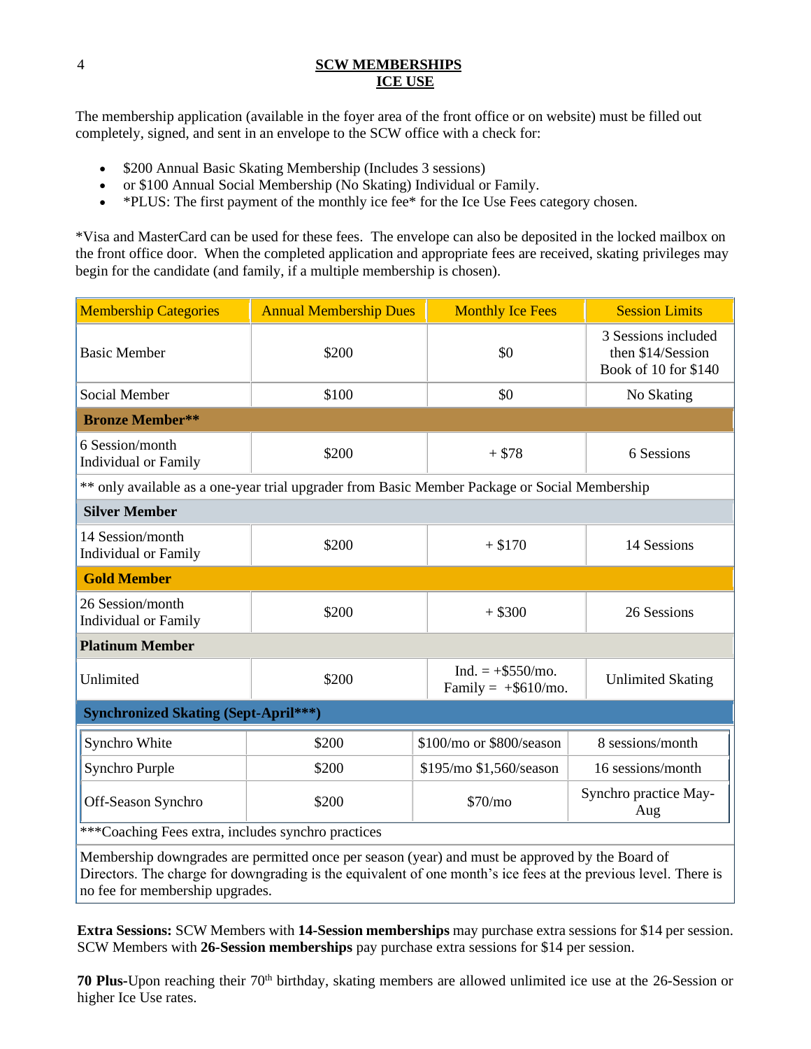# SCW MEMBERSHIPS
## ICE USE

The membership application (available in the foyer area of the front office or on website) must be filled out completely, signed, and sent in an envelope to the SCW office with a check for:

- $200 Annual Basic Skating Membership (Includes 3 sessions)
- or $100 Annual Social Membership (No Skating) Individual or Family.
- *PLUS: The first payment of the monthly ice fee* for the Ice Use Fees category chosen.

*Visa and MasterCard can be used for these fees. The envelope can also be deposited in the locked mailbox on the front office door. When the completed application and appropriate fees are received, skating privileges may begin for the candidate (and family, if a multiple membership is chosen).

| Membership Categories | Annual Membership Dues | Monthly Ice Fees | Session Limits |
|---|---|---|---|
| Basic Member | $200 | $0 | 3 Sessions included then $14/Session Book of 10 for $140 |
| Social Member | $100 | $0 | No Skating |
| **Bronze Member**** | | | |
| 6 Session/month Individual or Family | $200 | + $78 | 6 Sessions |
| ** only available as a one-year trial upgrader from Basic Member Package or Social Membership | | | |
| **Silver Member** | | | |
| 14 Session/month Individual or Family | $200 | + $170 | 14 Sessions |
| **Gold Member** | | | |
| 26 Session/month Individual or Family | $200 | + $300 | 26 Sessions |
| **Platinum Member** | | | |
| Unlimited | $200 | Ind. = +$550/mo. Family = +$610/mo. | Unlimited Skating |
| **Synchronized Skating (Sept-April***)** | | | |
| Synchro White | $200 | $100/mo or $800/season | 8 sessions/month |
| Synchro Purple | $200 | $195/mo $1,560/season | 16 sessions/month |
| Off-Season Synchro | $200 | $70/mo | Synchro practice May-Aug |
| ***Coaching Fees extra, includes synchro practices | | | |
| Membership downgrades are permitted once per season (year) and must be approved by the Board of Directors. The charge for downgrading is the equivalent of one month's ice fees at the previous level. There is no fee for membership upgrades. | | | |

**Extra Sessions:** SCW Members with **14-Session memberships** may purchase extra sessions for $14 per session. SCW Members with **26-Session memberships** pay purchase extra sessions for $14 per session.

**70 Plus**-Upon reaching their 70th birthday, skating members are allowed unlimited ice use at the 26-Session or higher Ice Use rates.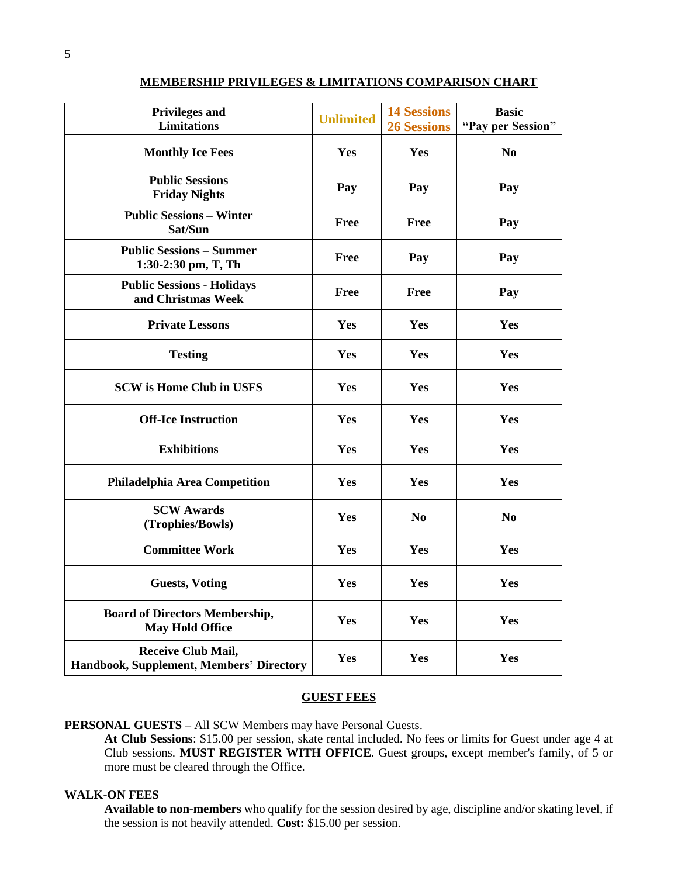## MEMBERSHIP PRIVILEGES & LIMITATIONS COMPARISON CHART

| Privileges and Limitations | Unlimited | 14 Sessions 26 Sessions | Basic "Pay per Session" |
|---|---|---|---|
| Monthly Ice Fees | Yes | Yes | No |
| Public Sessions Friday Nights | Pay | Pay | Pay |
| Public Sessions – Winter Sat/Sun | Free | Free | Pay |
| Public Sessions – Summer 1:30-2:30 pm, T, Th | Free | Pay | Pay |
| Public Sessions - Holidays and Christmas Week | Free | Free | Pay |
| Private Lessons | Yes | Yes | Yes |
| Testing | Yes | Yes | Yes |
| SCW is Home Club in USFS | Yes | Yes | Yes |
| Off-Ice Instruction | Yes | Yes | Yes |
| Exhibitions | Yes | Yes | Yes |
| Philadelphia Area Competition | Yes | Yes | Yes |
| SCW Awards (Trophies/Bowls) | Yes | No | No |
| Committee Work | Yes | Yes | Yes |
| Guests, Voting | Yes | Yes | Yes |
| Board of Directors Membership, May Hold Office | Yes | Yes | Yes |
| Receive Club Mail, Handbook, Supplement, Members' Directory | Yes | Yes | Yes |

## GUEST FEES

**PERSONAL GUESTS** – All SCW Members may have Personal Guests.

**At Club Sessions**: $15.00 per session, skate rental included. No fees or limits for Guest under age 4 at Club sessions. **MUST REGISTER WITH OFFICE**. Guest groups, except member's family, of 5 or more must be cleared through the Office.

**WALK-ON FEES**

**Available to non-members** who qualify for the session desired by age, discipline and/or skating level, if the session is not heavily attended. **Cost:** $15.00 per session.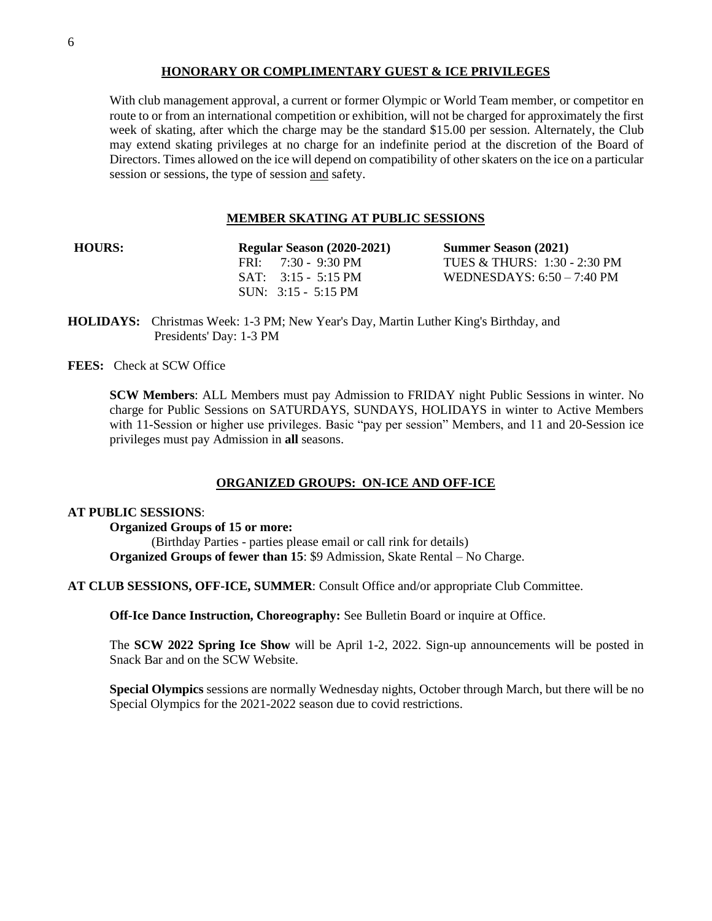## HONORARY OR COMPLIMENTARY GUEST & ICE PRIVILEGES

With club management approval, a current or former Olympic or World Team member, or competitor en route to or from an international competition or exhibition, will not be charged for approximately the first week of skating, after which the charge may be the standard $15.00 per session. Alternately, the Club may extend skating privileges at no charge for an indefinite period at the discretion of the Board of Directors. Times allowed on the ice will depend on compatibility of other skaters on the ice on a particular session or sessions, the type of session and safety.

## MEMBER SKATING AT PUBLIC SESSIONS

| **HOURS:** | **Regular Season (2020-2021)** | **Summer Season (2021)** |
|---|---|---|
| | FRI: 7:30 - 9:30 PM | TUES & THURS: 1:30 - 2:30 PM |
| | SAT: 3:15 - 5:15 PM | WEDNESDAYS: 6:50 – 7:40 PM |
| | SUN: 3:15 - 5:15 PM | |

**HOLIDAYS:** Christmas Week: 1-3 PM; New Year's Day, Martin Luther King's Birthday, and Presidents' Day: 1-3 PM

**FEES:** Check at SCW Office

**SCW Members**: ALL Members must pay Admission to FRIDAY night Public Sessions in winter. No charge for Public Sessions on SATURDAYS, SUNDAYS, HOLIDAYS in winter to Active Members with 11-Session or higher use privileges. Basic "pay per session" Members, and 11 and 20-Session ice privileges must pay Admission in **all** seasons.

## ORGANIZED GROUPS: ON-ICE AND OFF-ICE

**AT PUBLIC SESSIONS**:

**Organized Groups of 15 or more:**

(Birthday Parties - parties please email or call rink for details)

**Organized Groups of fewer than 15**: $9 Admission, Skate Rental – No Charge.

**AT CLUB SESSIONS, OFF-ICE, SUMMER**: Consult Office and/or appropriate Club Committee.

**Off-Ice Dance Instruction, Choreography:** See Bulletin Board or inquire at Office.

The **SCW 2022 Spring Ice Show** will be April 1-2, 2022. Sign-up announcements will be posted in Snack Bar and on the SCW Website.

**Special Olympics** sessions are normally Wednesday nights, October through March, but there will be no Special Olympics for the 2021-2022 season due to covid restrictions.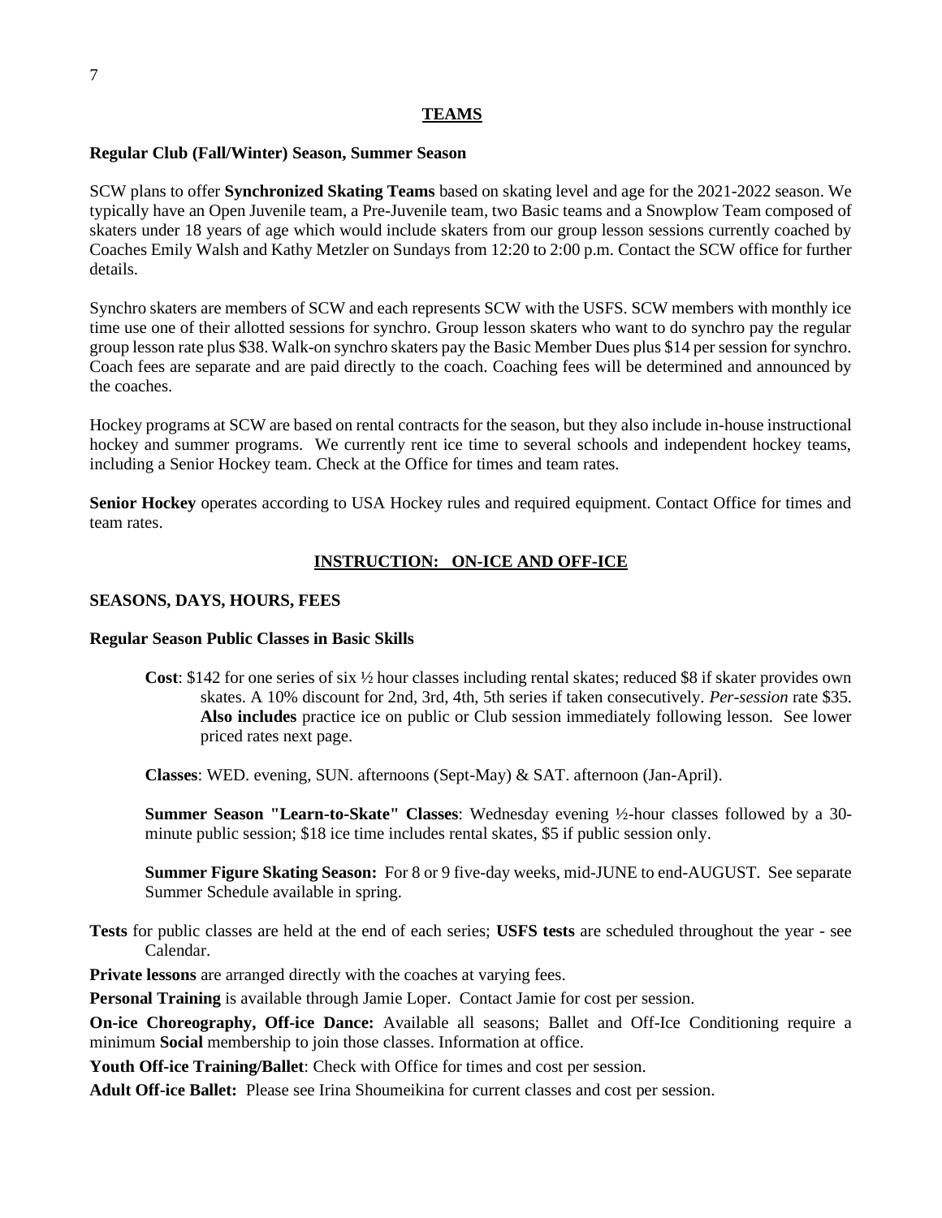## TEAMS

**Regular Club (Fall/Winter) Season, Summer Season**

SCW plans to offer **Synchronized Skating Teams** based on skating level and age for the 2021-2022 season. We typically have an Open Juvenile team, a Pre-Juvenile team, two Basic teams and a Snowplow Team composed of skaters under 18 years of age which would include skaters from our group lesson sessions currently coached by Coaches Emily Walsh and Kathy Metzler on Sundays from 12:20 to 2:00 p.m. Contact the SCW office for further details.

Synchro skaters are members of SCW and each represents SCW with the USFS. SCW members with monthly ice time use one of their allotted sessions for synchro. Group lesson skaters who want to do synchro pay the regular group lesson rate plus $38. Walk-on synchro skaters pay the Basic Member Dues plus $14 per session for synchro. Coach fees are separate and are paid directly to the coach. Coaching fees will be determined and announced by the coaches.

Hockey programs at SCW are based on rental contracts for the season, but they also include in-house instructional hockey and summer programs. We currently rent ice time to several schools and independent hockey teams, including a Senior Hockey team. Check at the Office for times and team rates.

**Senior Hockey** operates according to USA Hockey rules and required equipment. Contact Office for times and team rates.

## INSTRUCTION: ON-ICE AND OFF-ICE

### SEASONS, DAYS, HOURS, FEES

**Regular Season Public Classes in Basic Skills**

**Cost**: $142 for one series of six ½ hour classes including rental skates; reduced $8 if skater provides own skates. A 10% discount for 2nd, 3rd, 4th, 5th series if taken consecutively. *Per-session* rate $35. **Also includes** practice ice on public or Club session immediately following lesson. See lower priced rates next page.

**Classes**: WED. evening, SUN. afternoons (Sept-May) & SAT. afternoon (Jan-April).

**Summer Season "Learn-to-Skate" Classes**: Wednesday evening ½-hour classes followed by a 30-minute public session; $18 ice time includes rental skates, $5 if public session only.

**Summer Figure Skating Season:** For 8 or 9 five-day weeks, mid-JUNE to end-AUGUST. See separate Summer Schedule available in spring.

**Tests** for public classes are held at the end of each series; **USFS tests** are scheduled throughout the year - see Calendar.

**Private lessons** are arranged directly with the coaches at varying fees.

**Personal Training** is available through Jamie Loper. Contact Jamie for cost per session.

**On-ice Choreography, Off-ice Dance:** Available all seasons; Ballet and Off-Ice Conditioning require a minimum **Social** membership to join those classes. Information at office.

**Youth Off-ice Training/Ballet**: Check with Office for times and cost per session.

**Adult Off-ice Ballet:** Please see Irina Shoumeikina for current classes and cost per session.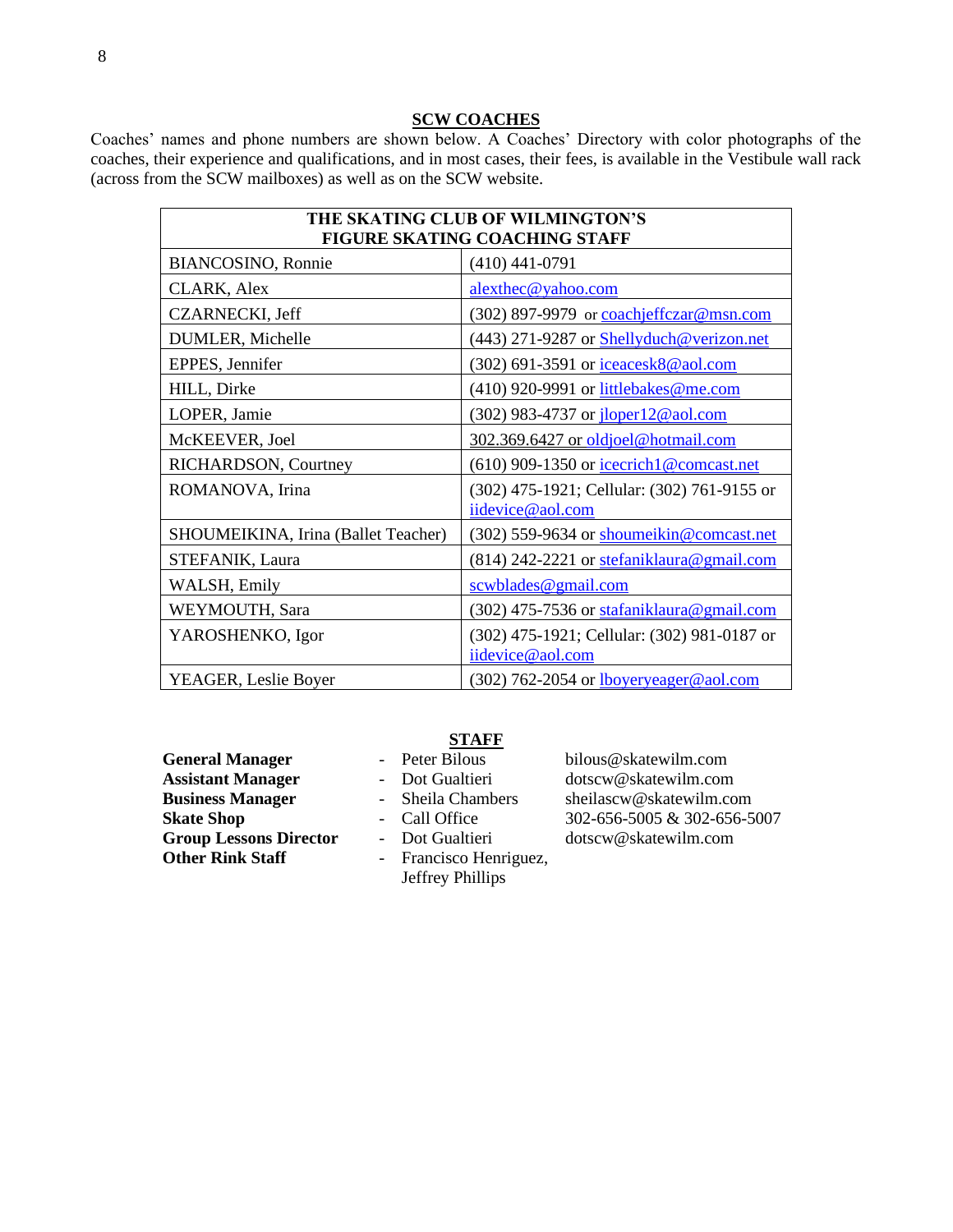## SCW COACHES

Coaches' names and phone numbers are shown below. A Coaches' Directory with color photographs of the coaches, their experience and qualifications, and in most cases, their fees, is available in the Vestibule wall rack (across from the SCW mailboxes) as well as on the SCW website.

| THE SKATING CLUB OF WILMINGTON'S FIGURE SKATING COACHING STAFF | |
|---|---|
| BIANCOSINO, Ronnie | (410) 441-0791 |
| CLARK, Alex | alexthec@yahoo.com |
| CZARNECKI, Jeff | (302) 897-9979 or coachjeffczar@msn.com |
| DUMLER, Michelle | (443) 271-9287 or Shellyduch@verizon.net |
| EPPES, Jennifer | (302) 691-3591 or iceacesk8@aol.com |
| HILL, Dirke | (410) 920-9991 or littlebakes@me.com |
| LOPER, Jamie | (302) 983-4737 or jloper12@aol.com |
| McKEEVER, Joel | 302.369.6427 or oldjoel@hotmail.com |
| RICHARDSON, Courtney | (610) 909-1350 or icecrich1@comcast.net |
| ROMANOVA, Irina | (302) 475-1921; Cellular: (302) 761-9155 or iidevice@aol.com |
| SHOUMEIKINA, Irina (Ballet Teacher) | (302) 559-9634 or shoumeikin@comcast.net |
| STEFANIK, Laura | (814) 242-2221 or stefaniklaura@gmail.com |
| WALSH, Emily | scwblades@gmail.com |
| WEYMOUTH, Sara | (302) 475-7536 or stafaniklaura@gmail.com |
| YAROSHENKO, Igor | (302) 475-1921; Cellular: (302) 981-0187 or iidevice@aol.com |
| YEAGER, Leslie Boyer | (302) 762-2054 or lboyeryeager@aol.com |

## STAFF

| | | |
|---|---|---|
| **General Manager** | - Peter Bilous | bilous@skatewilm.com |
| **Assistant Manager** | - Dot Gualtieri | dotscw@skatewilm.com |
| **Business Manager** | - Sheila Chambers | sheilascw@skatewilm.com |
| **Skate Shop** | - Call Office | 302-656-5005 & 302-656-5007 |
| **Group Lessons Director** | - Dot Gualtieri | dotscw@skatewilm.com |
| **Other Rink Staff** | - Francisco Henriguez, Jeffrey Phillips | |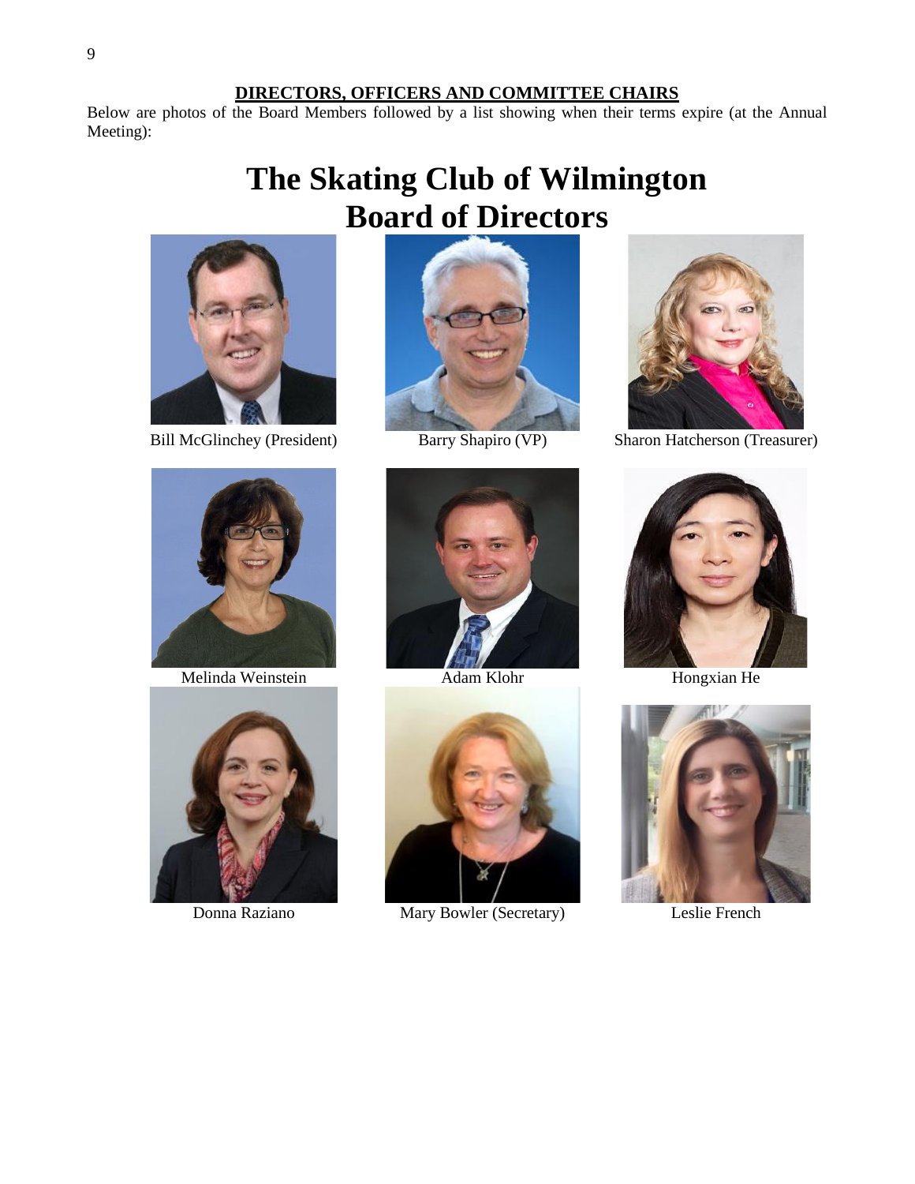**DIRECTORS, OFFICERS AND COMMITTEE CHAIRS**

Below are photos of the Board Members followed by a list showing when their terms expire (at the Annual Meeting):

# The Skating Club of Wilmington Board of Directors

Bill McGlinchey (President)

Barry Shapiro (VP)

Sharon Hatcherson (Treasurer)

Melinda Weinstein

Adam Klohr

Hongxian He

Donna Raziano

Mary Bowler (Secretary)

Leslie French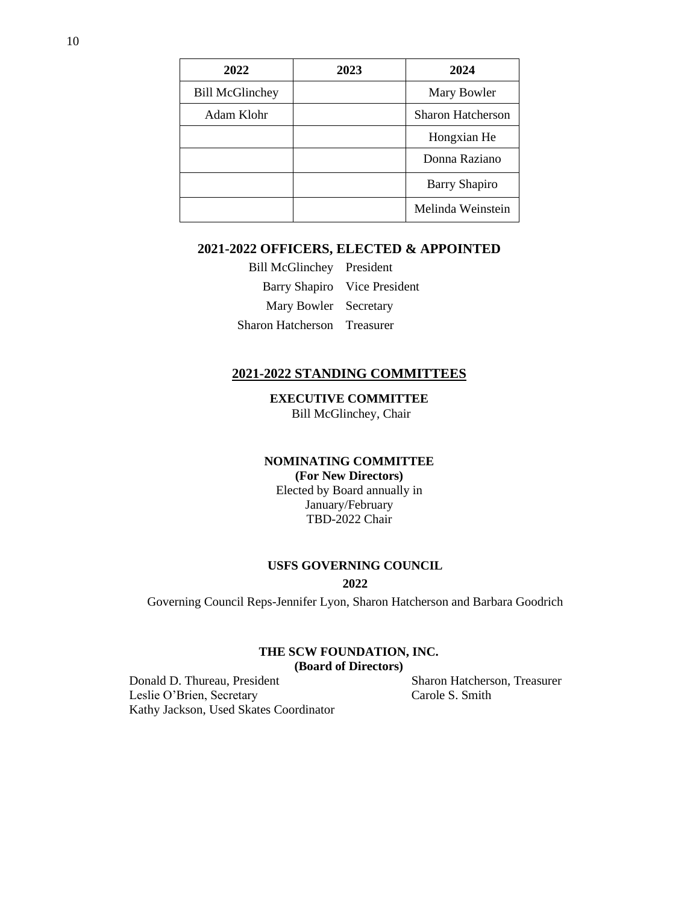| 2022 | 2023 | 2024 |
|---|---|---|
| Bill McGlinchey | | Mary Bowler |
| Adam Klohr | | Sharon Hatcherson |
| | | Hongxian He |
| | | Donna Raziano |
| | | Barry Shapiro |
| | | Melinda Weinstein |

## 2021-2022 OFFICERS, ELECTED & APPOINTED

| | |
|---|---|
| Bill McGlinchey | President |
| Barry Shapiro | Vice President |
| Mary Bowler | Secretary |
| Sharon Hatcherson | Treasurer |

## 2021-2022 STANDING COMMITTEES

**EXECUTIVE COMMITTEE**
Bill McGlinchey, Chair

**NOMINATING COMMITTEE**
**(For New Directors)**
Elected by Board annually in
January/February
TBD-2022 Chair

**USFS GOVERNING COUNCIL**
**2022**
Governing Council Reps-Jennifer Lyon, Sharon Hatcherson and Barbara Goodrich

**THE SCW FOUNDATION, INC.**
**(Board of Directors)**

Donald D. Thureau, President
Leslie O'Brien, Secretary
Kathy Jackson, Used Skates Coordinator
Sharon Hatcherson, Treasurer
Carole S. Smith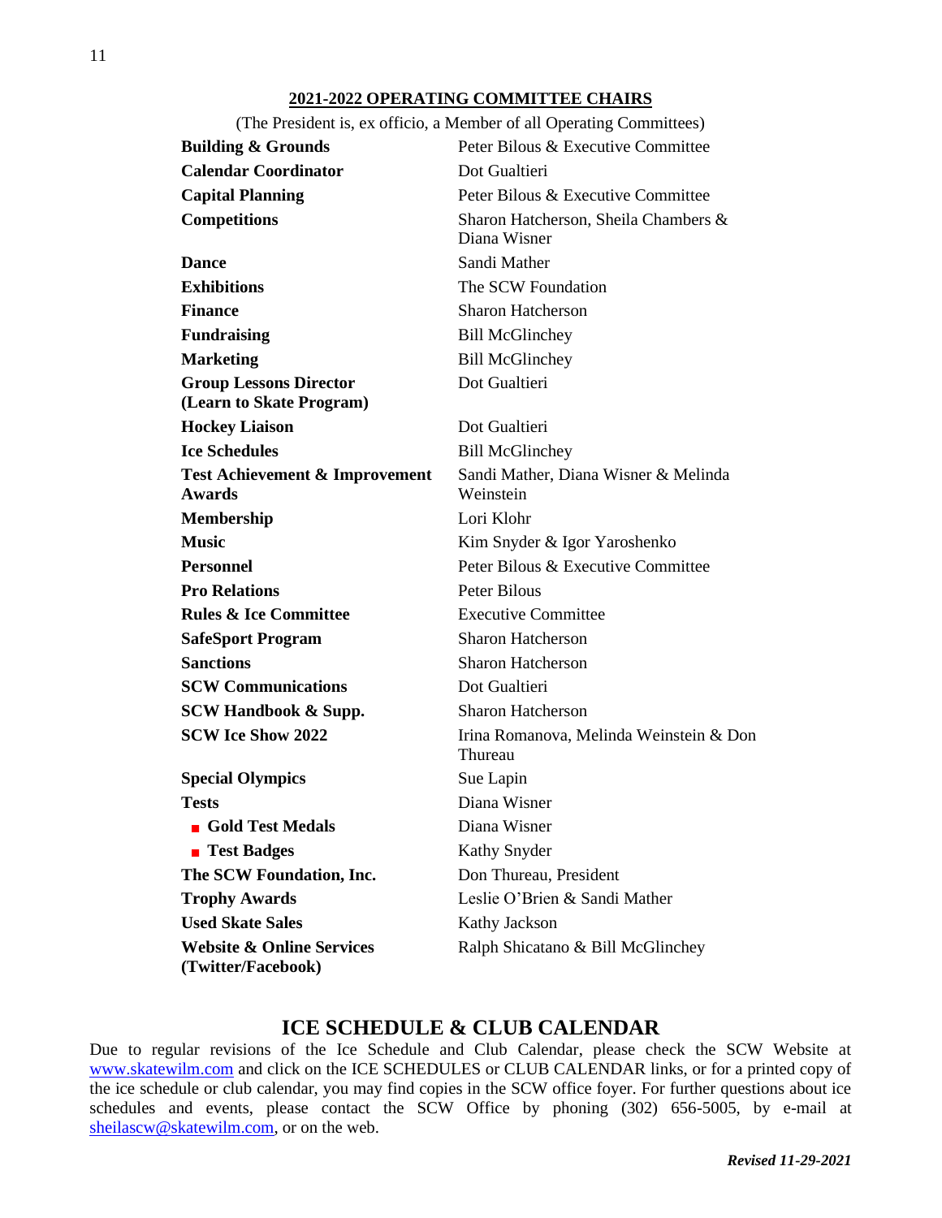## 2021-2022 OPERATING COMMITTEE CHAIRS

(The President is, ex officio, a Member of all Operating Committees)

| | |
|---|---|
| **Building & Grounds** | Peter Bilous & Executive Committee |
| **Calendar Coordinator** | Dot Gualtieri |
| **Capital Planning** | Peter Bilous & Executive Committee |
| **Competitions** | Sharon Hatcherson, Sheila Chambers & Diana Wisner |
| **Dance** | Sandi Mather |
| **Exhibitions** | The SCW Foundation |
| **Finance** | Sharon Hatcherson |
| **Fundraising** | Bill McGlinchey |
| **Marketing** | Bill McGlinchey |
| **Group Lessons Director (Learn to Skate Program)** | Dot Gualtieri |
| **Hockey Liaison** | Dot Gualtieri |
| **Ice Schedules** | Bill McGlinchey |
| **Test Achievement & Improvement Awards** | Sandi Mather, Diana Wisner & Melinda Weinstein |
| **Membership** | Lori Klohr |
| **Music** | Kim Snyder & Igor Yaroshenko |
| **Personnel** | Peter Bilous & Executive Committee |
| **Pro Relations** | Peter Bilous |
| **Rules & Ice Committee** | Executive Committee |
| **SafeSport Program** | Sharon Hatcherson |
| **Sanctions** | Sharon Hatcherson |
| **SCW Communications** | Dot Gualtieri |
| **SCW Handbook & Supp.** | Sharon Hatcherson |
| **SCW Ice Show 2022** | Irina Romanova, Melinda Weinstein & Don Thureau |
| **Special Olympics** | Sue Lapin |
| **Tests** | Diana Wisner |
| ▪ **Gold Test Medals** | Diana Wisner |
| ▪ **Test Badges** | Kathy Snyder |
| **The SCW Foundation, Inc.** | Don Thureau, President |
| **Trophy Awards** | Leslie O'Brien & Sandi Mather |
| **Used Skate Sales** | Kathy Jackson |
| **Website & Online Services (Twitter/Facebook)** | Ralph Shicatano & Bill McGlinchey |

## ICE SCHEDULE & CLUB CALENDAR

Due to regular revisions of the Ice Schedule and Club Calendar, please check the SCW Website at www.skatewilm.com and click on the ICE SCHEDULES or CLUB CALENDAR links, or for a printed copy of the ice schedule or club calendar, you may find copies in the SCW office foyer. For further questions about ice schedules and events, please contact the SCW Office by phoning (302) 656-5005, by e-mail at sheilascw@skatewilm.com, or on the web.

***Revised 11-29-2021***